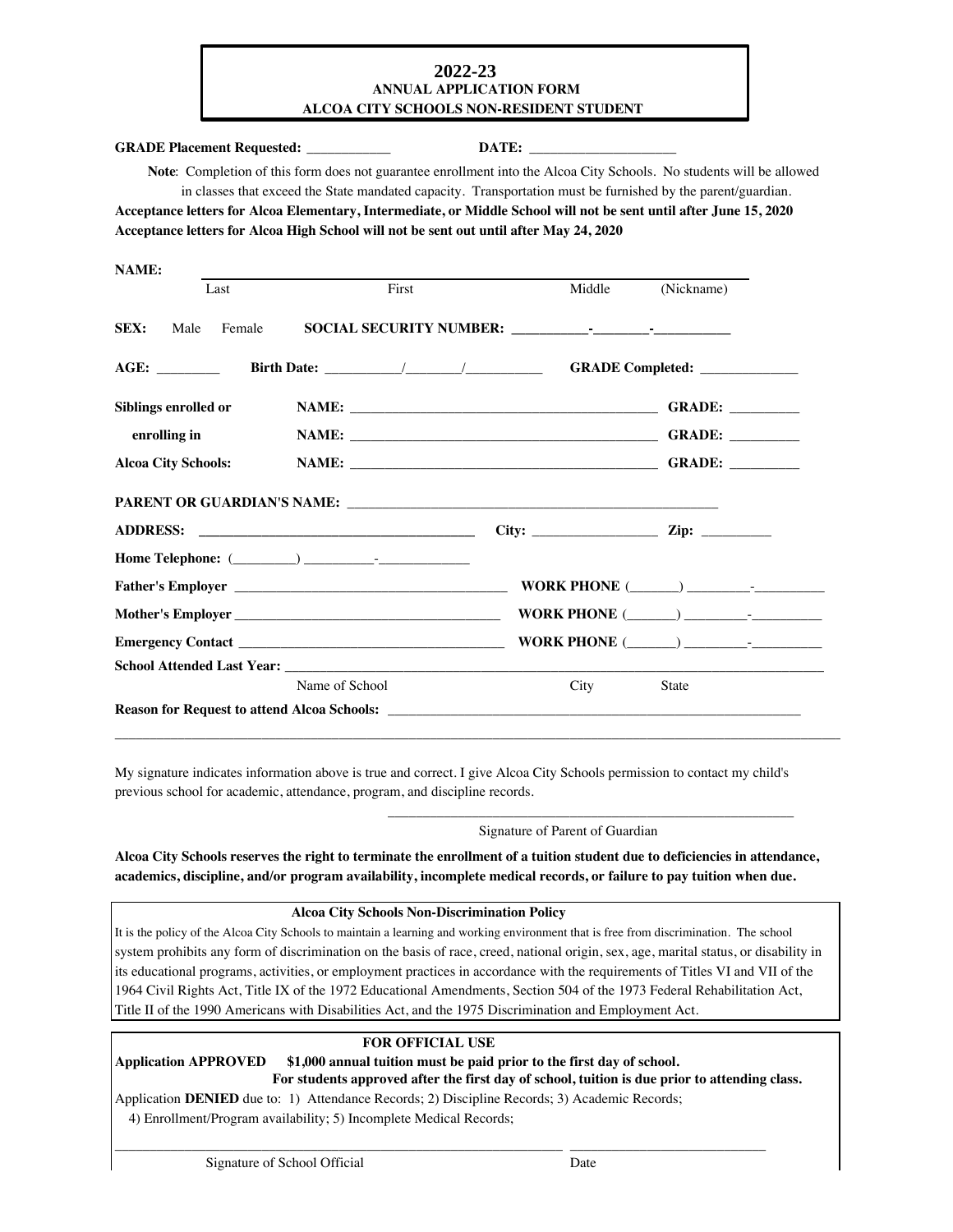# 2022-23

## ANNUAL APPLICATION FORM

## ALCOA CITY SCHOOLS NON-RESIDENT STUDENT

**GRADE Placement Requested:** ____________ **DATE:** _____________________

**Note**: Completion of this form does not guarantee enrollment into the Alcoa City Schools. No students will be allowed in classes that exceed the State mandated capacity. Transportation must be furnished by the parent/guardian.

**Acceptance letters for Alcoa Elementary, Intermediate, or Middle School will not be sent until after June 15, 2020**

**Acceptance letters for Alcoa High School will not be sent out until after May 24, 2020**

**NAME:** ______________________________________________________________

Last First Middle (Nickname)

**SEX:** Male Female **SOCIAL SECURITY NUMBER:** ___________-________-___________

**AGE:** _________ **Birth Date:** ___________/________/___________ **GRADE Completed:** ______________

**Siblings enrolled or enrolling in Alcoa City Schools:**

**NAME:** ____________________________________________ **GRADE:** __________

**NAME:** ____________________________________________ **GRADE:** __________

**NAME:** ____________________________________________ **GRADE:** __________

**PARENT OR GUARDIAN'S NAME:** ______________________________________________________

**ADDRESS:** ________________________________________ **City:** __________________ **Zip:** __________

**Home Telephone:** (_________) __________-_____________

**Father's Employer** _______________________________________ **WORK PHONE** (_______) _________-__________

**Mother's Employer** _______________________________________ **WORK PHONE** (_______) _________-__________

**Emergency Contact** _______________________________________ **WORK PHONE** (_______) _________-__________

**School Attended Last Year:** ________________________________________________________________________________

Name of School City State

**Reason for Request to attend Alcoa Schools:** ______________________________________________________________

_____________________________________________________________________________________________________________

My signature indicates information above is true and correct. I give Alcoa City Schools permission to contact my child's previous school for academic, attendance, program, and discipline records.

_____________________________________________________________

Signature of Parent of Guardian

**Alcoa City Schools reserves the right to terminate the enrollment of a tuition student due to deficiencies in attendance, academics, discipline, and/or program availability, incomplete medical records, or failure to pay tuition when due.**

**Alcoa City Schools Non-Discrimination Policy**

It is the policy of the Alcoa City Schools to maintain a learning and working environment that is free from discrimination. The school system prohibits any form of discrimination on the basis of race, creed, national origin, sex, age, marital status, or disability in its educational programs, activities, or employment practices in accordance with the requirements of Titles VI and VII of the 1964 Civil Rights Act, Title IX of the 1972 Educational Amendments, Section 504 of the 1973 Federal Rehabilitation Act, Title II of the 1990 Americans with Disabilities Act, and the 1975 Discrimination and Employment Act.

**FOR OFFICIAL USE**

**Application APPROVED** **$1,000 annual tuition must be paid prior to the first day of school.**
**For students approved after the first day of school, tuition is due prior to attending class.**

Application **DENIED** due to: 1) Attendance Records; 2) Discipline Records; 3) Academic Records; 4) Enrollment/Program availability; 5) Incomplete Medical Records;

_________________________________________________________________ ____________________________

Signature of School Official Date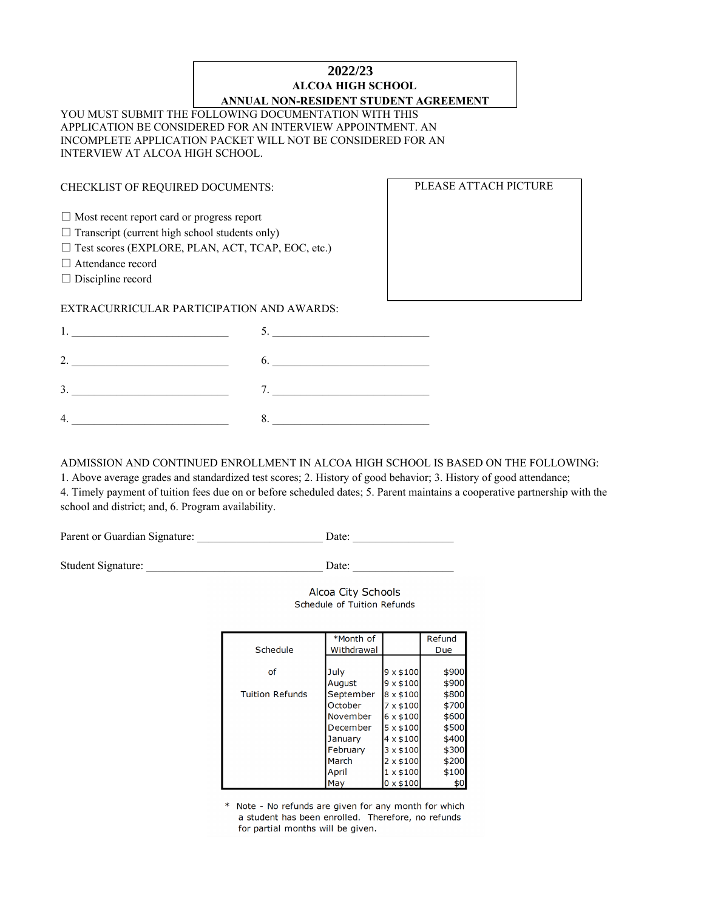# 2022/23

## ALCOA HIGH SCHOOL

## ANNUAL NON-RESIDENT STUDENT AGREEMENT

YOU MUST SUBMIT THE FOLLOWING DOCUMENTATION WITH THIS APPLICATION BE CONSIDERED FOR AN INTERVIEW APPOINTMENT. AN INCOMPLETE APPLICATION PACKET WILL NOT BE CONSIDERED FOR AN INTERVIEW AT ALCOA HIGH SCHOOL.

CHECKLIST OF REQUIRED DOCUMENTS:

PLEASE ATTACH PICTURE

☐ Most recent report card or progress report
☐ Transcript (current high school students only)
☐ Test scores (EXPLORE, PLAN, ACT, TCAP, EOC, etc.)
☐ Attendance record
☐ Discipline record

EXTRACURRICULAR PARTICIPATION AND AWARDS:

1. ____________________________ 5. ____________________________

2. ____________________________ 6. ____________________________

3. ____________________________ 7. ____________________________

4. ____________________________ 8. ____________________________

ADMISSION AND CONTINUED ENROLLMENT IN ALCOA HIGH SCHOOL IS BASED ON THE FOLLOWING:
1. Above average grades and standardized test scores; 2. History of good behavior; 3. History of good attendance; 4. Timely payment of tuition fees due on or before scheduled dates; 5. Parent maintains a cooperative partnership with the school and district; and, 6. Program availability.

Parent or Guardian Signature: ______________________ Date: __________________

Student Signature: _______________________________ Date: __________________

Alcoa City Schools
Schedule of Tuition Refunds

| Schedule | *Month of Withdrawal | | Refund Due |
|---|---|---|---|
| Schedule of Tuition Refunds | July | 9 x $100 | $900 |
| | August | 9 x $100 | $900 |
| | September | 8 x $100 | $800 |
| | October | 7 x $100 | $700 |
| | November | 6 x $100 | $600 |
| | December | 5 x $100 | $500 |
| | January | 4 x $100 | $400 |
| | February | 3 x $100 | $300 |
| | March | 2 x $100 | $200 |
| | April | 1 x $100 | $100 |
| | May | 0 x $100 | $0 |

\* Note - No refunds are given for any month for which a student has been enrolled. Therefore, no refunds for partial months will be given.